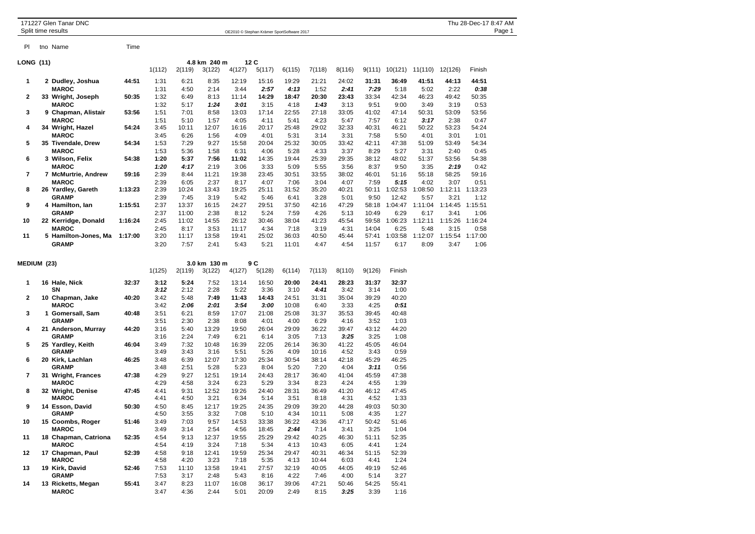171227 Glen Tanar DNC
Split time results

OE2010 © Stephan Krämer SportSoftware 2017

Thu 28-Dec-17 8:47 AM

## LONG (11) — 4.8 km 240 m 12 C

| Pl | tno | Name | Time | 1(112) | 2(119) | 3(122) | 4(127) | 5(117) | 6(115) | 7(118) | 8(116) | 9(111) | 10(121) | 11(110) | 12(126) | Finish |
|---|---|---|---|---|---|---|---|---|---|---|---|---|---|---|---|---|
| 1 | 2 | Dudley, Joshua | 44:51 | 1:31 | 6:21 | 8:35 | 12:19 | 15:16 | 19:29 | 21:21 | 24:02 | 31:31 | 36:49 | 41:51 | 44:13 | 44:51 |
| | | MAROC | | 1:31 | 4:50 | 2:14 | 3:44 | *2:57* | *4:13* | 1:52 | *2:41* | *7:29* | 5:18 | 5:02 | 2:22 | *0:38* |
| 2 | 33 | Wright, Joseph | 50:35 | 1:32 | 6:49 | 8:13 | 11:14 | 14:29 | 18:47 | 20:30 | 23:43 | 33:34 | 42:34 | 46:23 | 49:42 | 50:35 |
| | | MAROC | | 1:32 | 5:17 | *1:24* | *3:01* | 3:15 | 4:18 | *1:43* | 3:13 | 9:51 | 9:00 | 3:49 | 3:19 | 0:53 |
| 3 | 9 | Chapman, Alistair | 53:56 | 1:51 | 7:01 | 8:58 | 13:03 | 17:14 | 22:55 | 27:18 | 33:05 | 41:02 | 47:14 | 50:31 | 53:09 | 53:56 |
| | | MAROC | | 1:51 | 5:10 | 1:57 | 4:05 | 4:11 | 5:41 | 4:23 | 5:47 | 7:57 | 6:12 | *3:17* | 2:38 | 0:47 |
| 4 | 34 | Wright, Hazel | 54:24 | 3:45 | 10:11 | 12:07 | 16:16 | 20:17 | 25:48 | 29:02 | 32:33 | 40:31 | 46:21 | 50:22 | 53:23 | 54:24 |
| | | MAROC | | 3:45 | 6:26 | 1:56 | 4:09 | 4:01 | 5:31 | 3:14 | 3:31 | 7:58 | 5:50 | 4:01 | 3:01 | 1:01 |
| 5 | 35 | Tivendale, Drew | 54:34 | 1:53 | 7:29 | 9:27 | 15:58 | 20:04 | 25:32 | 30:05 | 33:42 | 42:11 | 47:38 | 51:09 | 53:49 | 54:34 |
| | | MAROC | | 1:53 | 5:36 | 1:58 | 6:31 | 4:06 | 5:28 | 4:33 | 3:37 | 8:29 | 5:27 | 3:31 | 2:40 | 0:45 |
| 6 | 3 | Wilson, Felix | 54:38 | 1:20 | 5:37 | 7:56 | 11:02 | 14:35 | 19:44 | 25:39 | 29:35 | 38:12 | 48:02 | 51:37 | 53:56 | 54:38 |
| | | MAROC | | *1:20* | *4:17* | 2:19 | 3:06 | 3:33 | 5:09 | 5:55 | 3:56 | 8:37 | 9:50 | 3:35 | *2:19* | 0:42 |
| 7 | 7 | McMurtrie, Andrew | 59:16 | 2:39 | 8:44 | 11:21 | 19:38 | 23:45 | 30:51 | 33:55 | 38:02 | 46:01 | 51:16 | 55:18 | 58:25 | 59:16 |
| | | MAROC | | 2:39 | 6:05 | 2:37 | 8:17 | 4:07 | 7:06 | 3:04 | 4:07 | 7:59 | *5:15* | 4:02 | 3:07 | 0:51 |
| 8 | 26 | Yardley, Gareth | 1:13:23 | 2:39 | 10:24 | 13:43 | 19:25 | 25:11 | 31:52 | 35:20 | 40:21 | 50:11 | 1:02:53 | 1:08:50 | 1:12:11 | 1:13:23 |
| | | GRAMP | | 2:39 | 7:45 | 3:19 | 5:42 | 5:46 | 6:41 | 3:28 | 5:01 | 9:50 | 12:42 | 5:57 | 3:21 | 1:12 |
| 9 | 4 | Hamilton, Ian | 1:15:51 | 2:37 | 13:37 | 16:15 | 24:27 | 29:51 | 37:50 | 42:16 | 47:29 | 58:18 | 1:04:47 | 1:11:04 | 1:14:45 | 1:15:51 |
| | | GRAMP | | 2:37 | 11:00 | 2:38 | 8:12 | 5:24 | 7:59 | 4:26 | 5:13 | 10:49 | 6:29 | 6:17 | 3:41 | 1:06 |
| 10 | 22 | Kerridge, Donald | 1:16:24 | 2:45 | 11:02 | 14:55 | 26:12 | 30:46 | 38:04 | 41:23 | 45:54 | 59:58 | 1:06:23 | 1:12:11 | 1:15:26 | 1:16:24 |
| | | MAROC | | 2:45 | 8:17 | 3:53 | 11:17 | 4:34 | 7:18 | 3:19 | 4:31 | 14:04 | 6:25 | 5:48 | 3:15 | 0:58 |
| 11 | 5 | Hamilton-Jones, Ma | 1:17:00 | 3:20 | 11:17 | 13:58 | 19:41 | 25:02 | 36:03 | 40:50 | 45:44 | 57:41 | 1:03:58 | 1:12:07 | 1:15:54 | 1:17:00 |
| | | GRAMP | | 3:20 | 7:57 | 2:41 | 5:43 | 5:21 | 11:01 | 4:47 | 4:54 | 11:57 | 6:17 | 8:09 | 3:47 | 1:06 |

## MEDIUM (23) — 3.0 km 130 m 9 C

| Pl | tno | Name | Time | 1(125) | 2(119) | 3(122) | 4(127) | 5(128) | 6(114) | 7(113) | 8(110) | 9(126) | Finish |
|---|---|---|---|---|---|---|---|---|---|---|---|---|---|
| 1 | 16 | Hale, Nick | 32:37 | 3:12 | 5:24 | 7:52 | 13:14 | 16:50 | 20:00 | 24:41 | 28:23 | 31:37 | 32:37 |
| | | SN | | *3:12* | 2:12 | 2:28 | 5:22 | 3:36 | 3:10 | *4:41* | 3:42 | 3:14 | 1:00 |
| 2 | 10 | Chapman, Jake | 40:20 | 3:42 | 5:48 | 7:49 | 11:43 | 14:43 | 24:51 | 31:31 | 35:04 | 39:29 | 40:20 |
| | | MAROC | | 3:42 | *2:06* | *2:01* | *3:54* | *3:00* | 10:08 | 6:40 | 3:33 | 4:25 | *0:51* |
| 3 | 1 | Gomersall, Sam | 40:48 | 3:51 | 6:21 | 8:59 | 17:07 | 21:08 | 25:08 | 31:37 | 35:53 | 39:45 | 40:48 |
| | | GRAMP | | 3:51 | 2:30 | 2:38 | 8:08 | 4:01 | 4:00 | 6:29 | 4:16 | 3:52 | 1:03 |
| 4 | 21 | Anderson, Murray | 44:20 | 3:16 | 5:40 | 13:29 | 19:50 | 26:04 | 29:09 | 36:22 | 39:47 | 43:12 | 44:20 |
| | | GRAMP | | 3:16 | 2:24 | 7:49 | 6:21 | 6:14 | 3:05 | 7:13 | *3:25* | 3:25 | 1:08 |
| 5 | 25 | Yardley, Keith | 46:04 | 3:49 | 7:32 | 10:48 | 16:39 | 22:05 | 26:14 | 36:30 | 41:22 | 45:05 | 46:04 |
| | | GRAMP | | 3:49 | 3:43 | 3:16 | 5:51 | 5:26 | 4:09 | 10:16 | 4:52 | 3:43 | 0:59 |
| 6 | 20 | Kirk, Lachlan | 46:25 | 3:48 | 6:39 | 12:07 | 17:30 | 25:34 | 30:54 | 38:14 | 42:18 | 45:29 | 46:25 |
| | | GRAMP | | 3:48 | 2:51 | 5:28 | 5:23 | 8:04 | 5:20 | 7:20 | 4:04 | *3:11* | 0:56 |
| 7 | 31 | Wright, Frances | 47:38 | 4:29 | 9:27 | 12:51 | 19:14 | 24:43 | 28:17 | 36:40 | 41:04 | 45:59 | 47:38 |
| | | MAROC | | 4:29 | 4:58 | 3:24 | 6:23 | 5:29 | 3:34 | 8:23 | 4:24 | 4:55 | 1:39 |
| 8 | 32 | Wright, Denise | 47:45 | 4:41 | 9:31 | 12:52 | 19:26 | 24:40 | 28:31 | 36:49 | 41:20 | 46:12 | 47:45 |
| | | MAROC | | 4:41 | 4:50 | 3:21 | 6:34 | 5:14 | 3:51 | 8:18 | 4:31 | 4:52 | 1:33 |
| 9 | 14 | Esson, David | 50:30 | 4:50 | 8:45 | 12:17 | 19:25 | 24:35 | 29:09 | 39:20 | 44:28 | 49:03 | 50:30 |
| | | GRAMP | | 4:50 | 3:55 | 3:32 | 7:08 | 5:10 | 4:34 | 10:11 | 5:08 | 4:35 | 1:27 |
| 10 | 15 | Coombs, Roger | 51:46 | 3:49 | 7:03 | 9:57 | 14:53 | 33:38 | 36:22 | 43:36 | 47:17 | 50:42 | 51:46 |
| | | MAROC | | 3:49 | 3:14 | 2:54 | 4:56 | 18:45 | *2:44* | 7:14 | 3:41 | 3:25 | 1:04 |
| 11 | 18 | Chapman, Catriona | 52:35 | 4:54 | 9:13 | 12:37 | 19:55 | 25:29 | 29:42 | 40:25 | 46:30 | 51:11 | 52:35 |
| | | MAROC | | 4:54 | 4:19 | 3:24 | 7:18 | 5:34 | 4:13 | 10:43 | 6:05 | 4:41 | 1:24 |
| 12 | 17 | Chapman, Paul | 52:39 | 4:58 | 9:18 | 12:41 | 19:59 | 25:34 | 29:47 | 40:31 | 46:34 | 51:15 | 52:39 |
| | | MAROC | | 4:58 | 4:20 | 3:23 | 7:18 | 5:35 | 4:13 | 10:44 | 6:03 | 4:41 | 1:24 |
| 13 | 19 | Kirk, David | 52:46 | 7:53 | 11:10 | 13:58 | 19:41 | 27:57 | 32:19 | 40:05 | 44:05 | 49:19 | 52:46 |
| | | GRAMP | | 7:53 | 3:17 | 2:48 | 5:43 | 8:16 | 4:22 | 7:46 | 4:00 | 5:14 | 3:27 |
| 14 | 13 | Ricketts, Megan | 55:41 | 3:47 | 8:23 | 11:07 | 16:08 | 36:17 | 39:06 | 47:21 | 50:46 | 54:25 | 55:41 |
| | | MAROC | | 3:47 | 4:36 | 2:44 | 5:01 | 20:09 | 2:49 | 8:15 | *3:25* | 3:39 | 1:16 |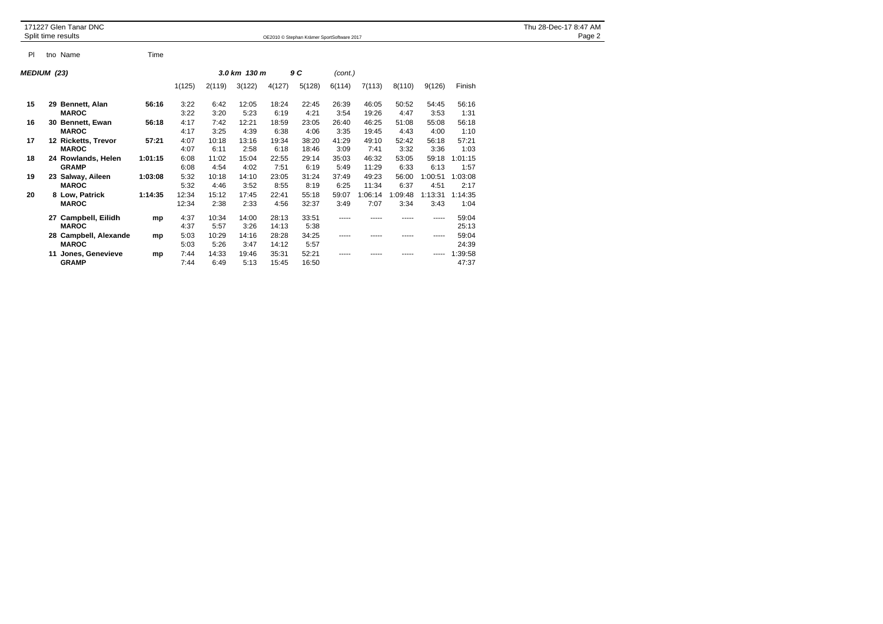171227 Glen Tanar DNC
Split time results

OE2010 © Stephan Krämer SportSoftware 2017

| Pl | tno | Name | Time | 1(125) | 2(119) | 3(122) | 4(127) | 5(128) | 6(114) | 7(113) | 8(110) | 9(126) | Finish |
|---|---|---|---|---|---|---|---|---|---|---|---|---|---|
| ***MEDIUM (23)*** | | | | | | ***3.0 km 130 m*** | | ***9 C*** | *(cont.)* | | | | |
| **15** | **29** | **Bennett, Alan** | **56:16** | 3:22 | 6:42 | 12:05 | 18:24 | 22:45 | 26:39 | 46:05 | 50:52 | 54:45 | 56:16 |
| | | **MAROC** | | 3:22 | 3:20 | 5:23 | 6:19 | 4:21 | 3:54 | 19:26 | 4:47 | 3:53 | 1:31 |
| **16** | **30** | **Bennett, Ewan** | **56:18** | 4:17 | 7:42 | 12:21 | 18:59 | 23:05 | 26:40 | 46:25 | 51:08 | 55:08 | 56:18 |
| | | **MAROC** | | 4:17 | 3:25 | 4:39 | 6:38 | 4:06 | 3:35 | 19:45 | 4:43 | 4:00 | 1:10 |
| **17** | **12** | **Ricketts, Trevor** | **57:21** | 4:07 | 10:18 | 13:16 | 19:34 | 38:20 | 41:29 | 49:10 | 52:42 | 56:18 | 57:21 |
| | | **MAROC** | | 4:07 | 6:11 | 2:58 | 6:18 | 18:46 | 3:09 | 7:41 | 3:32 | 3:36 | 1:03 |
| **18** | **24** | **Rowlands, Helen** | **1:01:15** | 6:08 | 11:02 | 15:04 | 22:55 | 29:14 | 35:03 | 46:32 | 53:05 | 59:18 | 1:01:15 |
| | | **GRAMP** | | 6:08 | 4:54 | 4:02 | 7:51 | 6:19 | 5:49 | 11:29 | 6:33 | 6:13 | 1:57 |
| **19** | **23** | **Salway, Aileen** | **1:03:08** | 5:32 | 10:18 | 14:10 | 23:05 | 31:24 | 37:49 | 49:23 | 56:00 | 1:00:51 | 1:03:08 |
| | | **MAROC** | | 5:32 | 4:46 | 3:52 | 8:55 | 8:19 | 6:25 | 11:34 | 6:37 | 4:51 | 2:17 |
| **20** | **8** | **Low, Patrick** | **1:14:35** | 12:34 | 15:12 | 17:45 | 22:41 | 55:18 | 59:07 | 1:06:14 | 1:09:48 | 1:13:31 | 1:14:35 |
| | | **MAROC** | | 12:34 | 2:38 | 2:33 | 4:56 | 32:37 | 3:49 | 7:07 | 3:34 | 3:43 | 1:04 |
| | **27** | **Campbell, Eilidh** | **mp** | 4:37 | 10:34 | 14:00 | 28:13 | 33:51 | ----- | ----- | ----- | ----- | 59:04 |
| | | **MAROC** | | 4:37 | 5:57 | 3:26 | 14:13 | 5:38 | | | | | 25:13 |
| | **28** | **Campbell, Alexande** | **mp** | 5:03 | 10:29 | 14:16 | 28:28 | 34:25 | ----- | ----- | ----- | ----- | 59:04 |
| | | **MAROC** | | 5:03 | 5:26 | 3:47 | 14:12 | 5:57 | | | | | 24:39 |
| | **11** | **Jones, Genevieve** | **mp** | 7:44 | 14:33 | 19:46 | 35:31 | 52:21 | ----- | ----- | ----- | ----- | 1:39:58 |
| | | **GRAMP** | | 7:44 | 6:49 | 5:13 | 15:45 | 16:50 | | | | | 47:37 |